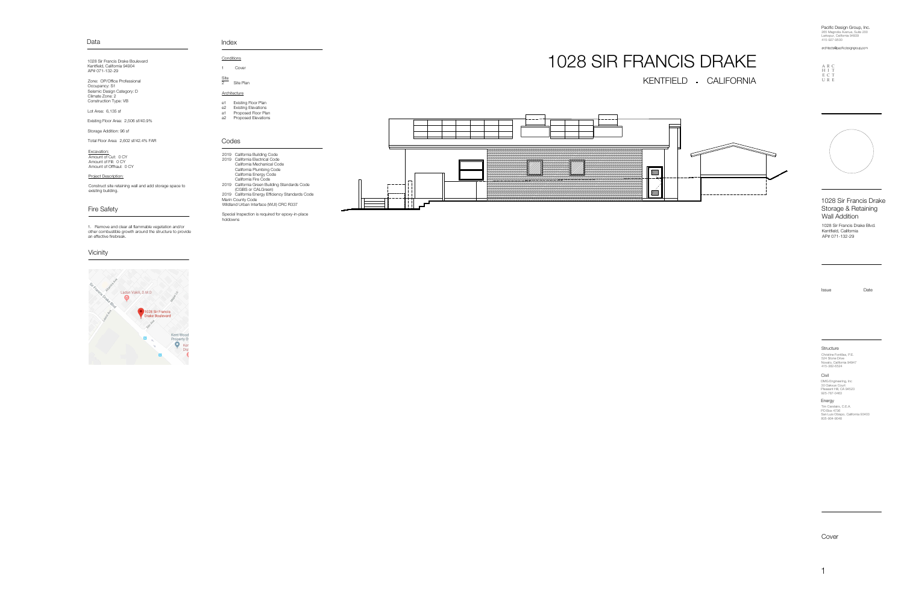# 1028 SIR FRANCIS DRAKE

KENTFIELD - CALIFORNIA

## Data

1028 Sir Francis Drake Boulevard
Kentfield, California 94904
AP# 071-132-29

Zone: OP/Office Professional
Occupancy: S1
Seismic Design Category: D
Climate Zone: 2
Construction Type: VB

Lot Area: 6,135 sf

Existing Floor Area: 2,506 sf/40.9%

Storage Addition: 96 sf

Total Floor Area: 2,602 sf/42.4% FAR

Excavation:
Amount of Cut: 0 CY
Amount of Fill: 0 CY
Amount of Offhaul: 0 CY

Project Description:

Construct site retaining wall and add storage space to existing building.

## Fire Safety

1. Remove and clear all flammable vegetation and/or other combustible growth around the structure to provide an effective firebreak.

## Vicinity

Sir Francis Drake Blvd
Ladan Vakili, D.M.D.
1028 Sir Francis Drake Boulevard
Kent Wood Property O

## Index

Conditions

1 Cover

Site

2 Site Plan

Architecture

e1 Existing Floor Plan
e2 Existing Elevations
a1 Proposed Floor Plan
a2 Proposed Elevations

## Codes

2019 California Building Code
2019 California Electrical Code
California Mechanical Code
California Plumbing Code
California Energy Code
California Fire Code
2019 California Green Building Standards Code (CGBS or CALGreen)
2019 California Energy Efficiency Standards Code
Marin County Code
Wildland Urban Interface (WUI) CRC R337

Special Inspection is required for epoxy-in-place holdowns

---

Pacific Design Group, Inc.
265 Magnolia Avenue, Suite 200
Larkspur, California 94939
415-927-9500

architects@pacificdesigngroup.com

ARC HIT ECT URE

1028 Sir Francis Drake Storage & Retaining Wall Addition

1028 Sir Francis Drake Blvd.
Kentfield, California
AP# 071-132-29

| Issue | Date |
| --- | --- |

### Structure

Christina Fontillas, P.E.
324 Stone Drive
Novato, California 94947
415-382-6524

### Civil

DMG Engineering, Inc
30 Oakvue Court
Pleasant Hill, CA 94523
925-787-0463

### Energy

Tim Carstairs, C.E.A.
PO Box 4736
San Luis Obispo, California 93403
805-904-9048

Cover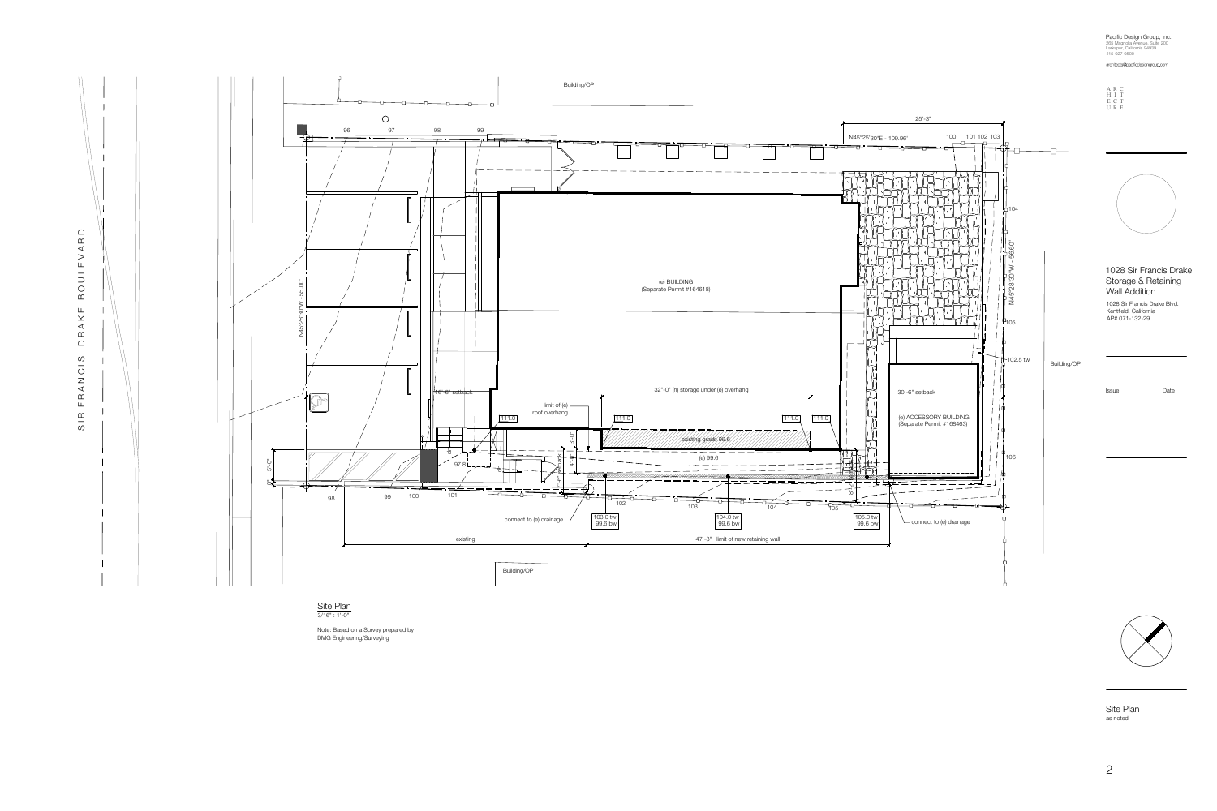Pacific Design Group, Inc.
265 Magnolia Avenue, Suite 200
Larkspur, California 94939
415-927-9500

architects@pacificdesigngroup.com

ARC HIT ECT URE

## 1028 Sir Francis Drake Storage & Retaining Wall Addition

1028 Sir Francis Drake Blvd.
Kentfield, California
AP# 071-132-29

| Issue | Date |
| --- | --- |

SIR FRANCIS DRAKE BOULEVARD

Building/OP

N45°25'30"E - 109.96'

25'-3"

N45°28'30"W - 55.00'

N45°28'30"W - 56.60'

(e) BUILDING
(Separate Permit #164618)

(e) ACCESSORY BUILDING
(Separate Permit #168463)

48'-6" setback

32'-0" (n) storage under (e) overhang

30'-6" setback

limit of (e) roof overhang

111.0

existing grade 99.6

(e) 99.6

97.8

102.5 tw

5'-0"

3'-0"

4'-0"

connect to (e) drainage

103.0 tw
99.6 bw

104.0 tw
99.6 bw

105.0 tw
99.6 bw

existing

47'-8" limit of new retaining wall

96 97 98 99 100 101 102 103 104 105 106

## Site Plan

3/16" : 1'-0"

Note: Based on a Survey prepared by DMG Engineering/Surveying

Site Plan
as noted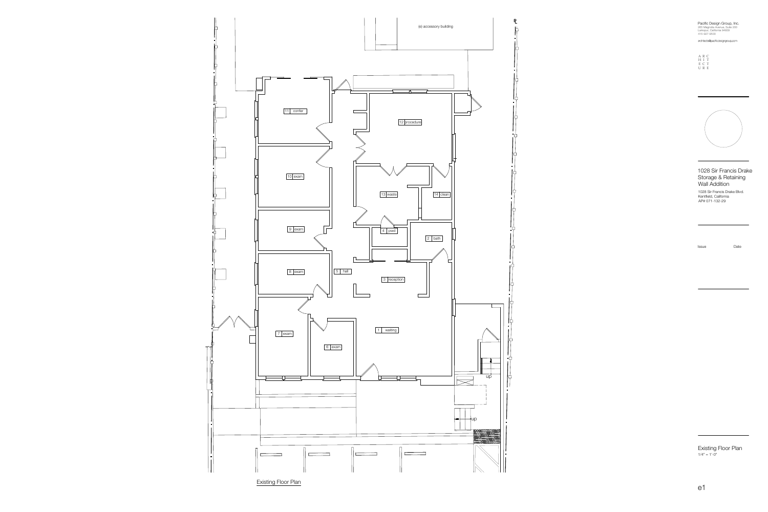(e) accessory building

11 confer

12 procedure

10 exam

13 waste

14 clean

9 exam

4 pwd

2 bath

8 exam

5 hall

3 reception

7 exam

1 waiting

6 exam

up

up

Existing Floor Plan

Pacific Design Group, Inc.
265 Magnolia Avenue, Suite 200
Larkspur, California 94939
415-927-9500

architects@pacificdesigngroup.com

ARC
HIT
ECT
URE

1028 Sir Francis Drake
Storage & Retaining
Wall Addition

1028 Sir Francis Drake Blvd.
Kentfield, California
AP# 071-132-29

Issue Date

Existing Floor Plan
1/4" = 1'-0"

e1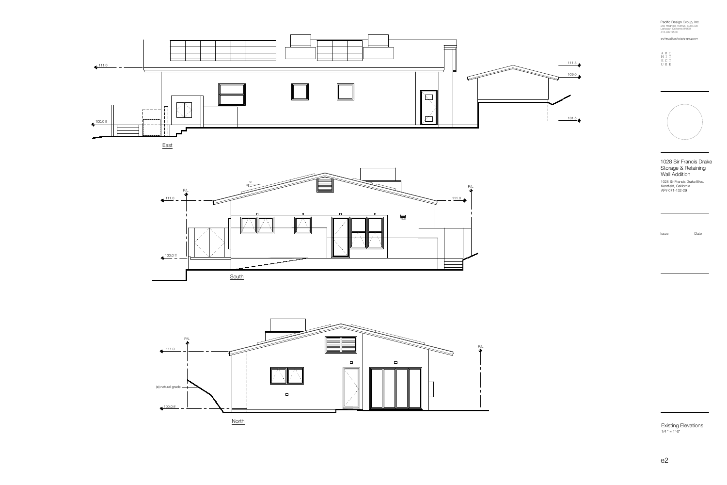111.0

100.0 ff

East

111.5

109.0

101.5

P/L

111.0

100.0 ff

South

P/L

111.0

P/L

111.0

(e) natural grade

100.0 ff

North

P/L

Pacific Design Group, Inc.
285 Magnolia Avenue, Suite 200
Larkspur, California 94939
415-927-9500

architects@pacificdesigngroup.com

ARC
HIT
ECT
URE

# 1028 Sir Francis Drake Storage & Retaining Wall Addition

1028 Sir Francis Drake Blvd.
Kentfield, California
AP# 071-132-29

Issue Date

Existing Elevations
1/4 " = 1'-0"

e2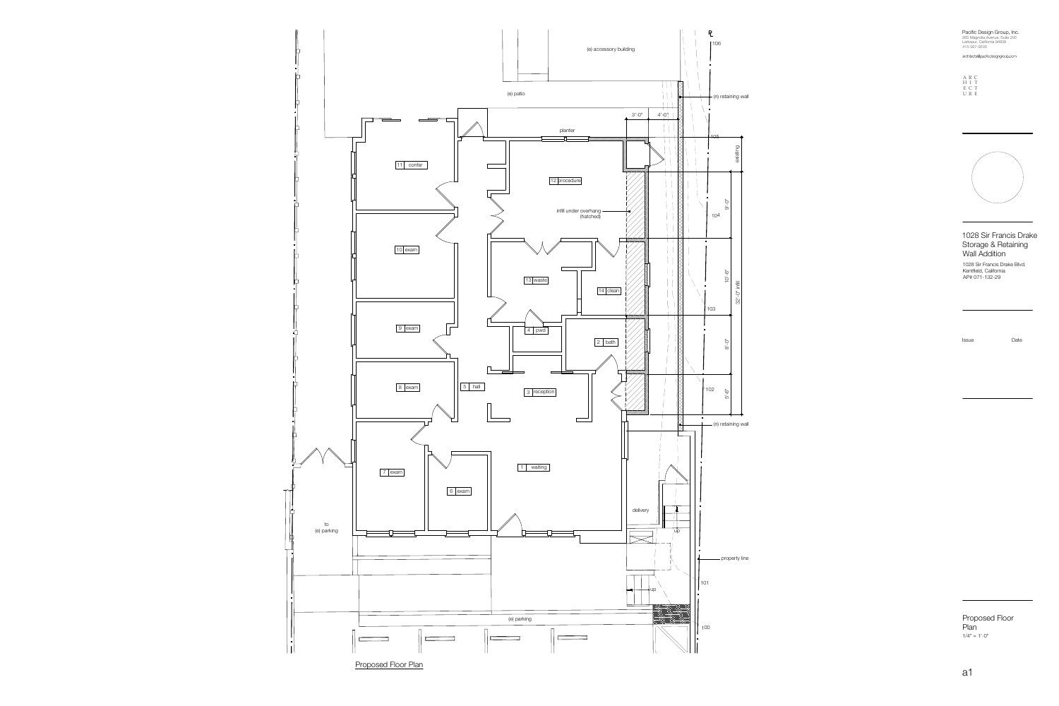Pacific Design Group, Inc.
265 Magnolia Avenue, Suite 200
Larkspur, California 94939
415-927-9500

architects@pacificdesigngroup.com

ARC
HIT
ECT
URE

1028 Sir Francis Drake Storage & Retaining Wall Addition

1028 Sir Francis Drake Blvd.
Kentfield, California
AP# 071-132-29

| Issue | Date |
| --- | --- |

Proposed Floor Plan
1/4" = 1'-0"

a1

(e) accessory building

(e) patio

(n) retaining wall

planter

3'-0"
4'-0"

existing

9'-0"
10'-6"
32'-0" infill
8'-0"
5'-6"

106
105
104
103
102
101
100

11 confer
12 procedure
infill under overhang (hatched)
10 exam
13 waste
14 clean
9 exam
4 pwd
2 bath
8 exam
5 hall
3 reception
7 exam
6 exam
1 waiting

(n) retaining wall

delivery

up

property line

up

to (e) parking

(e) parking

Proposed Floor Plan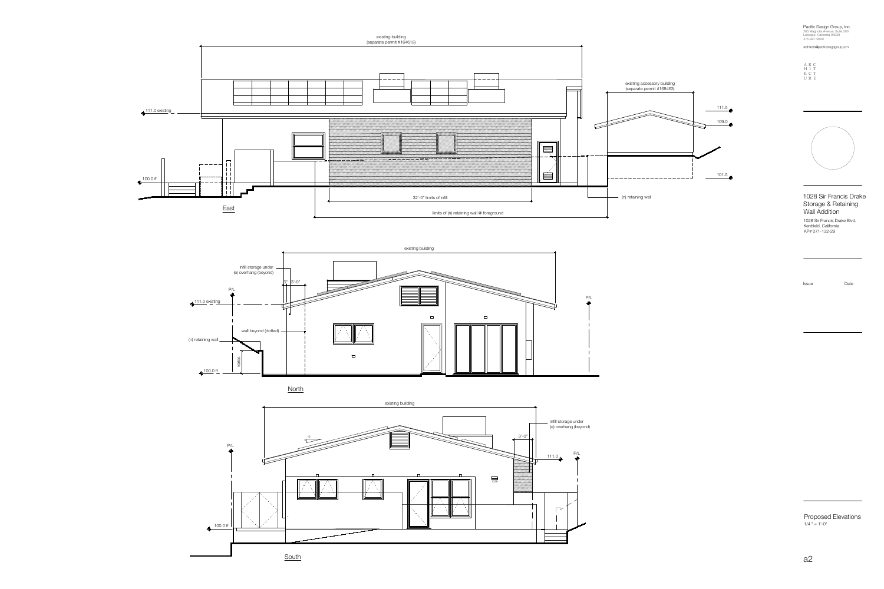existing building
(separate permit #164618)

existing accessory building
(separate permit #168463)

111.0 existing

111.5

109.0

100.0 ff

101.5

32'-0" limits of infill

(n) retaining wall

limits of (n) retaining wall @ foreground

East

existing building

infill storage under
(e) overhang (beyond)

3'-0"

P/L

111.0 existing

wall beyond (dotted)

(n) retaining wall

varies

100.0 ff

P/L

North

existing building

infill storage under
(e) overhang (beyond)

12
3

3'-0"

111.0

P/L

P/L

100.0 ff

South

Pacific Design Group, Inc.
265 Magnolia Avenue, Suite 200
Larkspur, California 94939
415-927-9500

architects@pacificdesigngroup.com

A R C
H I T
E C T
U R E

1028 Sir Francis Drake
Storage & Retaining
Wall Addition

1028 Sir Francis Drake Blvd.
Kentfield, California
AP# 071-132-29

Issue Date

Proposed Elevations
1/4 " = 1'-0"

a2